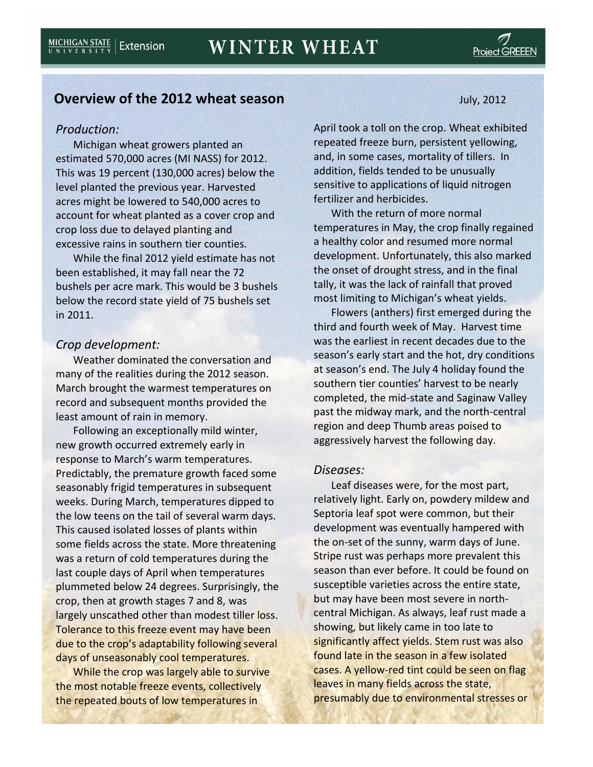# WINTER WHEAT

## Overview of the 2012 wheat season

July, 2012

### *Production:*

Michigan wheat growers planted an estimated 570,000 acres (MI NASS) for 2012. This was 19 percent (130,000 acres) below the level planted the previous year. Harvested acres might be lowered to 540,000 acres to account for wheat planted as a cover crop and crop loss due to delayed planting and excessive rains in southern tier counties.

While the final 2012 yield estimate has not been established, it may fall near the 72 bushels per acre mark. This would be 3 bushels below the record state yield of 75 bushels set in 2011.

### *Crop development:*

Weather dominated the conversation and many of the realities during the 2012 season. March brought the warmest temperatures on record and subsequent months provided the least amount of rain in memory.

Following an exceptionally mild winter, new growth occurred extremely early in response to March's warm temperatures. Predictably, the premature growth faced some seasonably frigid temperatures in subsequent weeks. During March, temperatures dipped to the low teens on the tail of several warm days. This caused isolated losses of plants within some fields across the state. More threatening was a return of cold temperatures during the last couple days of April when temperatures plummeted below 24 degrees. Surprisingly, the crop, then at growth stages 7 and 8, was largely unscathed other than modest tiller loss. Tolerance to this freeze event may have been due to the crop's adaptability following several days of unseasonably cool temperatures.

While the crop was largely able to survive the most notable freeze events, collectively the repeated bouts of low temperatures in April took a toll on the crop. Wheat exhibited repeated freeze burn, persistent yellowing, and, in some cases, mortality of tillers. In addition, fields tended to be unusually sensitive to applications of liquid nitrogen fertilizer and herbicides.

With the return of more normal temperatures in May, the crop finally regained a healthy color and resumed more normal development. Unfortunately, this also marked the onset of drought stress, and in the final tally, it was the lack of rainfall that proved most limiting to Michigan's wheat yields.

Flowers (anthers) first emerged during the third and fourth week of May. Harvest time was the earliest in recent decades due to the season's early start and the hot, dry conditions at season's end. The July 4 holiday found the southern tier counties' harvest to be nearly completed, the mid-state and Saginaw Valley past the midway mark, and the north-central region and deep Thumb areas poised to aggressively harvest the following day.

### *Diseases:*

Leaf diseases were, for the most part, relatively light. Early on, powdery mildew and Septoria leaf spot were common, but their development was eventually hampered with the on-set of the sunny, warm days of June. Stripe rust was perhaps more prevalent this season than ever before. It could be found on susceptible varieties across the entire state, but may have been most severe in north-central Michigan. As always, leaf rust made a showing, but likely came in too late to significantly affect yields. Stem rust was also found late in the season in a few isolated cases. A yellow-red tint could be seen on flag leaves in many fields across the state, presumably due to environmental stresses or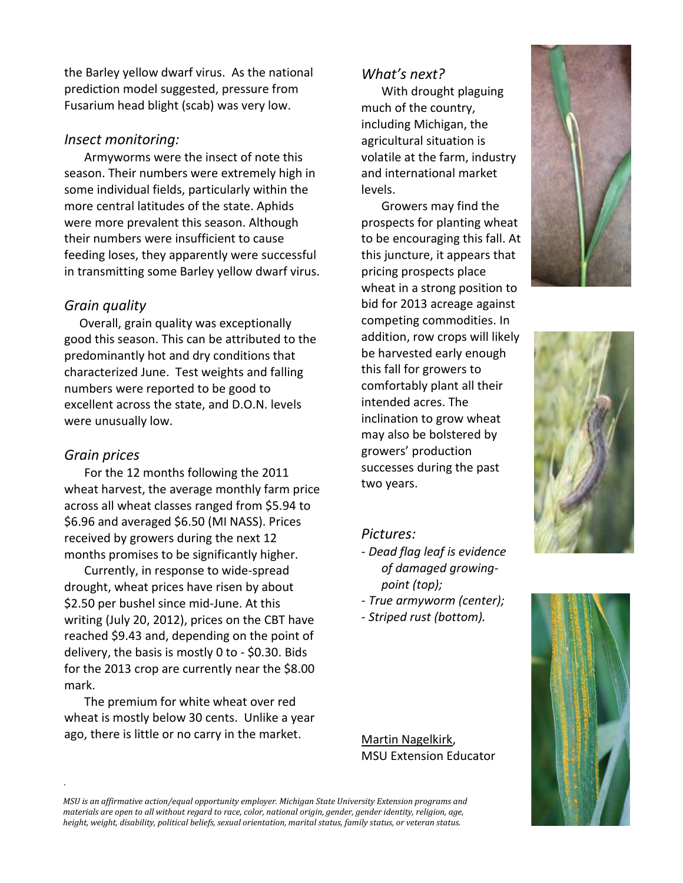the Barley yellow dwarf virus. As the national prediction model suggested, pressure from Fusarium head blight (scab) was very low.

### *Insect monitoring:*

Armyworms were the insect of note this season. Their numbers were extremely high in some individual fields, particularly within the more central latitudes of the state. Aphids were more prevalent this season. Although their numbers were insufficient to cause feeding loses, they apparently were successful in transmitting some Barley yellow dwarf virus.

### *Grain quality*

Overall, grain quality was exceptionally good this season. This can be attributed to the predominantly hot and dry conditions that characterized June. Test weights and falling numbers were reported to be good to excellent across the state, and D.O.N. levels were unusually low.

### *Grain prices*

For the 12 months following the 2011 wheat harvest, the average monthly farm price across all wheat classes ranged from $5.94 to $6.96 and averaged $6.50 (MI NASS). Prices received by growers during the next 12 months promises to be significantly higher.

Currently, in response to wide-spread drought, wheat prices have risen by about $2.50 per bushel since mid-June. At this writing (July 20, 2012), prices on the CBT have reached $9.43 and, depending on the point of delivery, the basis is mostly 0 to - $0.30. Bids for the 2013 crop are currently near the $8.00 mark.

The premium for white wheat over red wheat is mostly below 30 cents. Unlike a year ago, there is little or no carry in the market.

### *What's next?*

With drought plaguing much of the country, including Michigan, the agricultural situation is volatile at the farm, industry and international market levels.

Growers may find the prospects for planting wheat to be encouraging this fall. At this juncture, it appears that pricing prospects place wheat in a strong position to bid for 2013 acreage against competing commodities. In addition, row crops will likely be harvested early enough this fall for growers to comfortably plant all their intended acres. The inclination to grow wheat may also be bolstered by growers' production successes during the past two years.

### *Pictures:*

- *Dead flag leaf is evidence of damaged growing-point (top);*
- *True armyworm (center);*
- *Striped rust (bottom).*

Martin Nagelkirk,
MSU Extension Educator

*MSU is an affirmative action/equal opportunity employer. Michigan State University Extension programs and materials are open to all without regard to race, color, national origin, gender, gender identity, religion, age, height, weight, disability, political beliefs, sexual orientation, marital status, family status, or veteran status.*